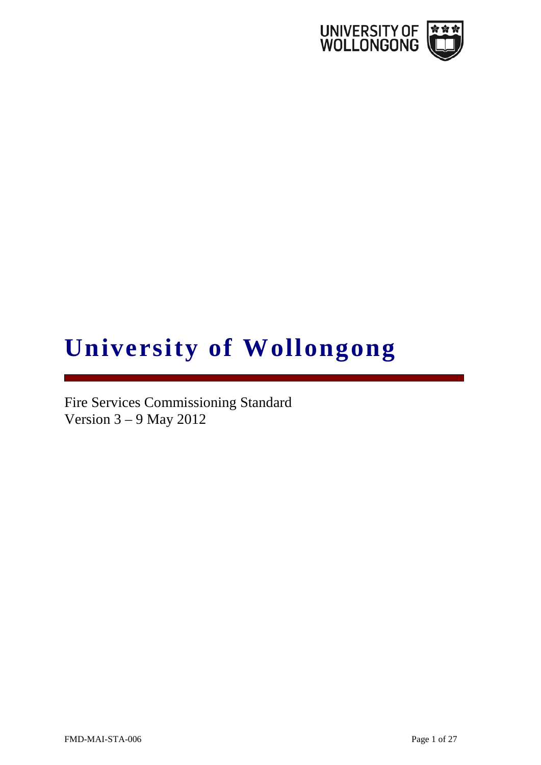UNIVERSITY OF WOLLONGONG

# University of Wollongong

Fire Services Commissioning Standard
Version 3 – 9 May 2012

FMD-MAI-STA-006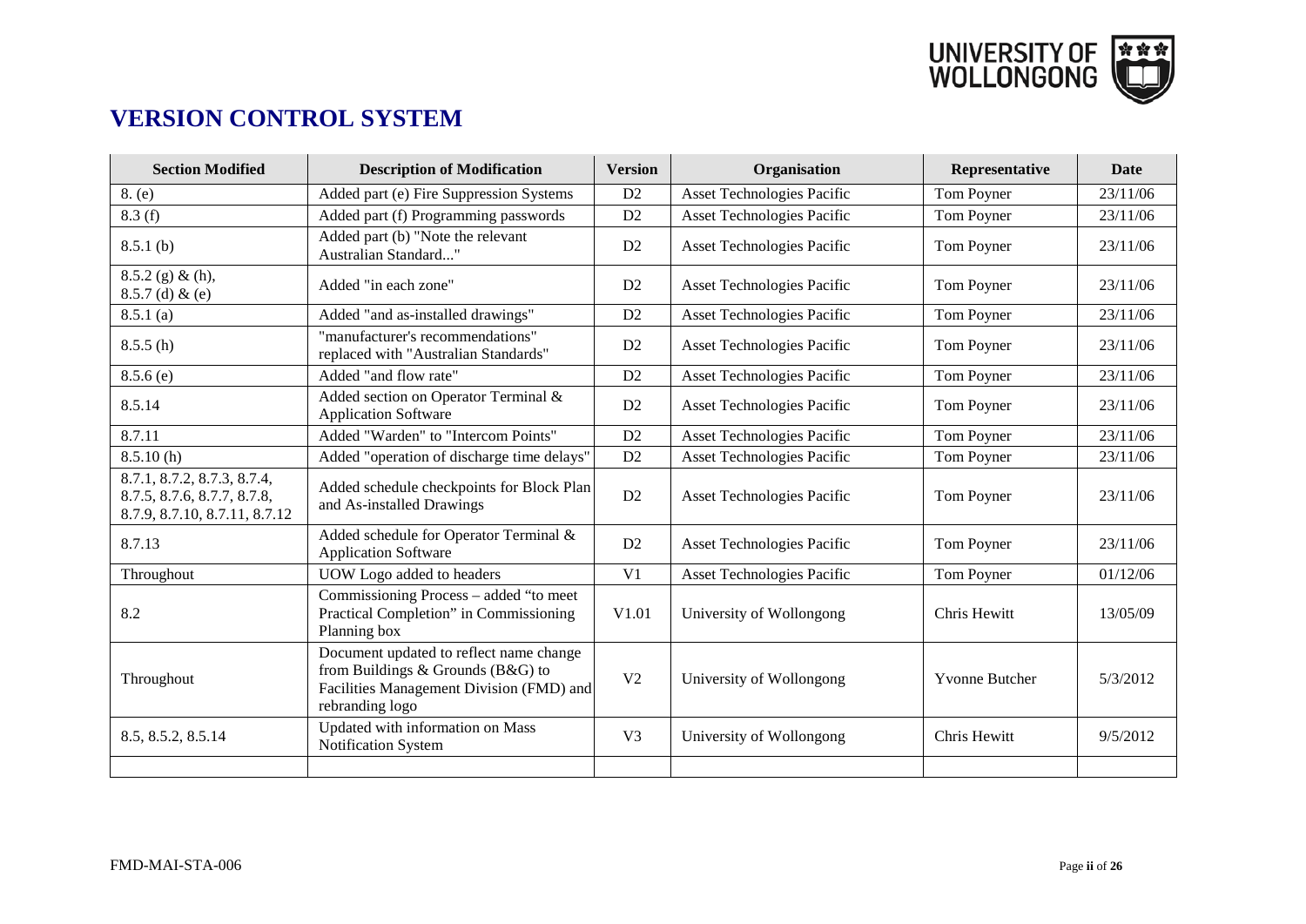# VERSION CONTROL SYSTEM

| Section Modified | Description of Modification | Version | Organisation | Representative | Date |
|---|---|---|---|---|---|
| 8. (e) | Added part (e) Fire Suppression Systems | D2 | Asset Technologies Pacific | Tom Poyner | 23/11/06 |
| 8.3 (f) | Added part (f) Programming passwords | D2 | Asset Technologies Pacific | Tom Poyner | 23/11/06 |
| 8.5.1 (b) | Added part (b) "Note the relevant Australian Standard..." | D2 | Asset Technologies Pacific | Tom Poyner | 23/11/06 |
| 8.5.2 (g) & (h), 8.5.7 (d) & (e) | Added "in each zone" | D2 | Asset Technologies Pacific | Tom Poyner | 23/11/06 |
| 8.5.1 (a) | Added "and as-installed drawings" | D2 | Asset Technologies Pacific | Tom Poyner | 23/11/06 |
| 8.5.5 (h) | "manufacturer's recommendations" replaced with "Australian Standards" | D2 | Asset Technologies Pacific | Tom Poyner | 23/11/06 |
| 8.5.6 (e) | Added "and flow rate" | D2 | Asset Technologies Pacific | Tom Poyner | 23/11/06 |
| 8.5.14 | Added section on Operator Terminal & Application Software | D2 | Asset Technologies Pacific | Tom Poyner | 23/11/06 |
| 8.7.11 | Added "Warden" to "Intercom Points" | D2 | Asset Technologies Pacific | Tom Poyner | 23/11/06 |
| 8.5.10 (h) | Added "operation of discharge time delays" | D2 | Asset Technologies Pacific | Tom Poyner | 23/11/06 |
| 8.7.1, 8.7.2, 8.7.3, 8.7.4, 8.7.5, 8.7.6, 8.7.7, 8.7.8, 8.7.9, 8.7.10, 8.7.11, 8.7.12 | Added schedule checkpoints for Block Plan and As-installed Drawings | D2 | Asset Technologies Pacific | Tom Poyner | 23/11/06 |
| 8.7.13 | Added schedule for Operator Terminal & Application Software | D2 | Asset Technologies Pacific | Tom Poyner | 23/11/06 |
| Throughout | UOW Logo added to headers | V1 | Asset Technologies Pacific | Tom Poyner | 01/12/06 |
| 8.2 | Commissioning Process – added "to meet Practical Completion" in Commissioning Planning box | V1.01 | University of Wollongong | Chris Hewitt | 13/05/09 |
| Throughout | Document updated to reflect name change from Buildings & Grounds (B&G) to Facilities Management Division (FMD) and rebranding logo | V2 | University of Wollongong | Yvonne Butcher | 5/3/2012 |
| 8.5, 8.5.2, 8.5.14 | Updated with information on Mass Notification System | V3 | University of Wollongong | Chris Hewitt | 9/5/2012 |
| | | | | | |

FMD-MAI-STA-006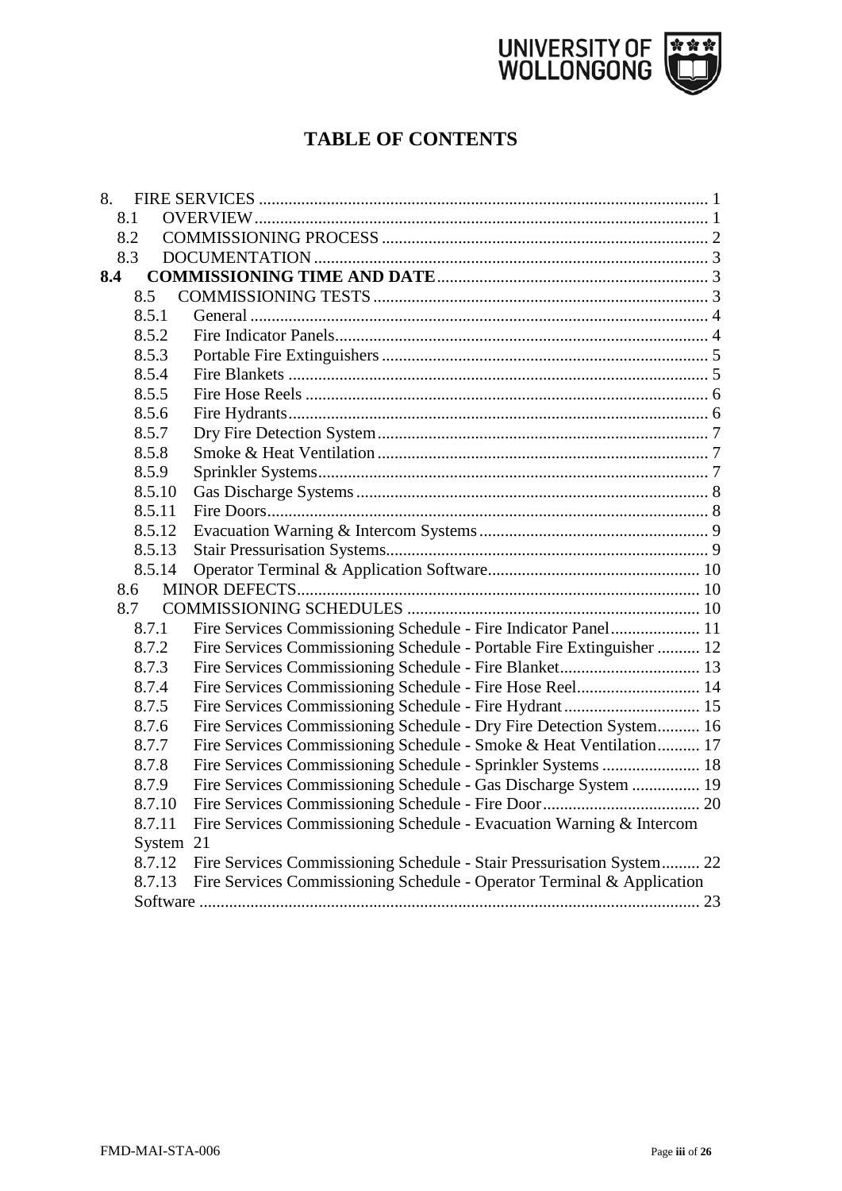# TABLE OF CONTENTS

8. FIRE SERVICES ..... 1
   - 8.1 OVERVIEW ..... 1
   - 8.2 COMMISSIONING PROCESS ..... 2
   - 8.3 DOCUMENTATION ..... 3

**8.4 COMMISSIONING TIME AND DATE** ..... 3

- 8.5 COMMISSIONING TESTS ..... 3
  - 8.5.1 General ..... 4
  - 8.5.2 Fire Indicator Panels ..... 4
  - 8.5.3 Portable Fire Extinguishers ..... 5
  - 8.5.4 Fire Blankets ..... 5
  - 8.5.5 Fire Hose Reels ..... 6
  - 8.5.6 Fire Hydrants ..... 6
  - 8.5.7 Dry Fire Detection System ..... 7
  - 8.5.8 Smoke & Heat Ventilation ..... 7
  - 8.5.9 Sprinkler Systems ..... 7
  - 8.5.10 Gas Discharge Systems ..... 8
  - 8.5.11 Fire Doors ..... 8
  - 8.5.12 Evacuation Warning & Intercom Systems ..... 9
  - 8.5.13 Stair Pressurisation Systems ..... 9
  - 8.5.14 Operator Terminal & Application Software ..... 10
- 8.6 MINOR DEFECTS ..... 10
- 8.7 COMMISSIONING SCHEDULES ..... 10
  - 8.7.1 Fire Services Commissioning Schedule - Fire Indicator Panel ..... 11
  - 8.7.2 Fire Services Commissioning Schedule - Portable Fire Extinguisher ..... 12
  - 8.7.3 Fire Services Commissioning Schedule - Fire Blanket ..... 13
  - 8.7.4 Fire Services Commissioning Schedule - Fire Hose Reel ..... 14
  - 8.7.5 Fire Services Commissioning Schedule - Fire Hydrant ..... 15
  - 8.7.6 Fire Services Commissioning Schedule - Dry Fire Detection System ..... 16
  - 8.7.7 Fire Services Commissioning Schedule - Smoke & Heat Ventilation ..... 17
  - 8.7.8 Fire Services Commissioning Schedule - Sprinkler Systems ..... 18
  - 8.7.9 Fire Services Commissioning Schedule - Gas Discharge System ..... 19
  - 8.7.10 Fire Services Commissioning Schedule - Fire Door ..... 20
  - 8.7.11 Fire Services Commissioning Schedule - Evacuation Warning & Intercom System 21
  - 8.7.12 Fire Services Commissioning Schedule - Stair Pressurisation System ..... 22
  - 8.7.13 Fire Services Commissioning Schedule - Operator Terminal & Application Software ..... 23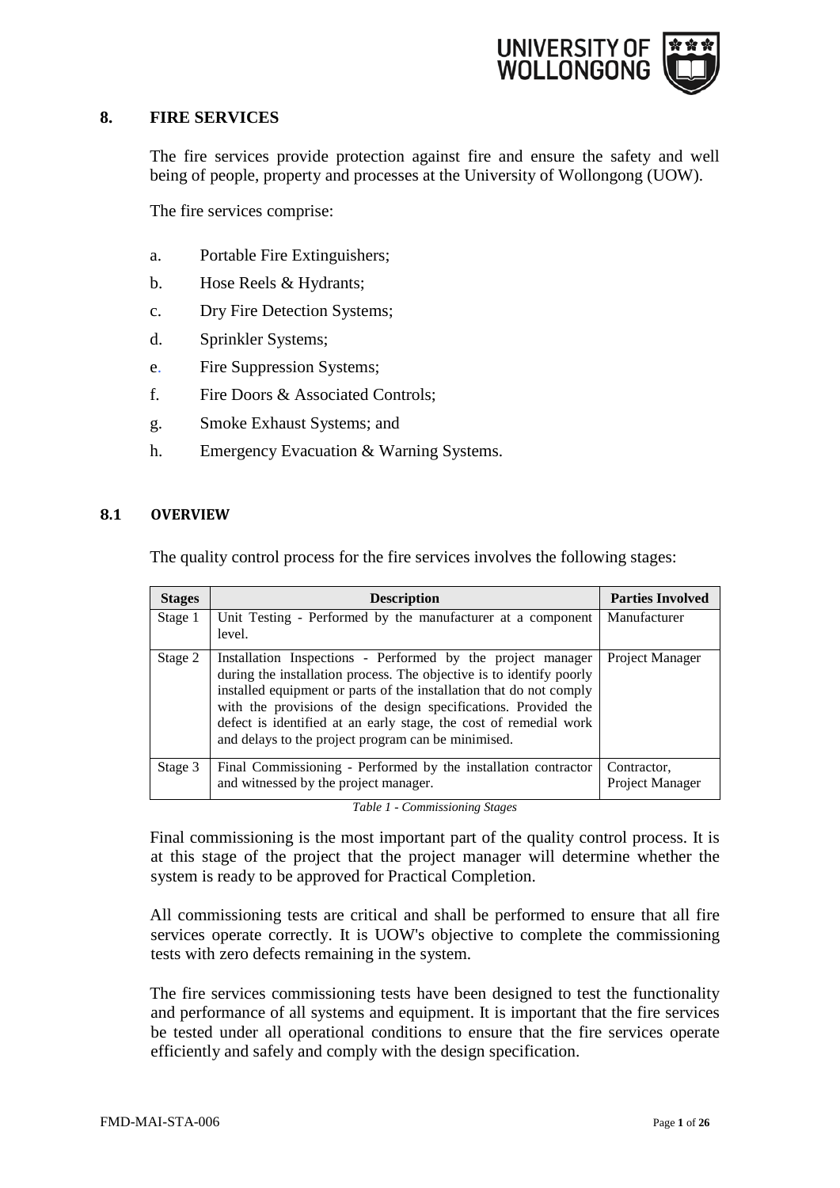# 8. FIRE SERVICES

The fire services provide protection against fire and ensure the safety and well being of people, property and processes at the University of Wollongong (UOW).

The fire services comprise:

a. Portable Fire Extinguishers;

b. Hose Reels & Hydrants;

c. Dry Fire Detection Systems;

d. Sprinkler Systems;

e. Fire Suppression Systems;

f. Fire Doors & Associated Controls;

g. Smoke Exhaust Systems; and

h. Emergency Evacuation & Warning Systems.

## 8.1 OVERVIEW

The quality control process for the fire services involves the following stages:

| Stages | Description | Parties Involved |
|---|---|---|
| Stage 1 | Unit Testing - Performed by the manufacturer at a component level. | Manufacturer |
| Stage 2 | Installation Inspections - Performed by the project manager during the installation process. The objective is to identify poorly installed equipment or parts of the installation that do not comply with the provisions of the design specifications. Provided the defect is identified at an early stage, the cost of remedial work and delays to the project program can be minimised. | Project Manager |
| Stage 3 | Final Commissioning - Performed by the installation contractor and witnessed by the project manager. | Contractor, Project Manager |

*Table 1 - Commissioning Stages*

Final commissioning is the most important part of the quality control process. It is at this stage of the project that the project manager will determine whether the system is ready to be approved for Practical Completion.

All commissioning tests are critical and shall be performed to ensure that all fire services operate correctly. It is UOW's objective to complete the commissioning tests with zero defects remaining in the system.

The fire services commissioning tests have been designed to test the functionality and performance of all systems and equipment. It is important that the fire services be tested under all operational conditions to ensure that the fire services operate efficiently and safely and comply with the design specification.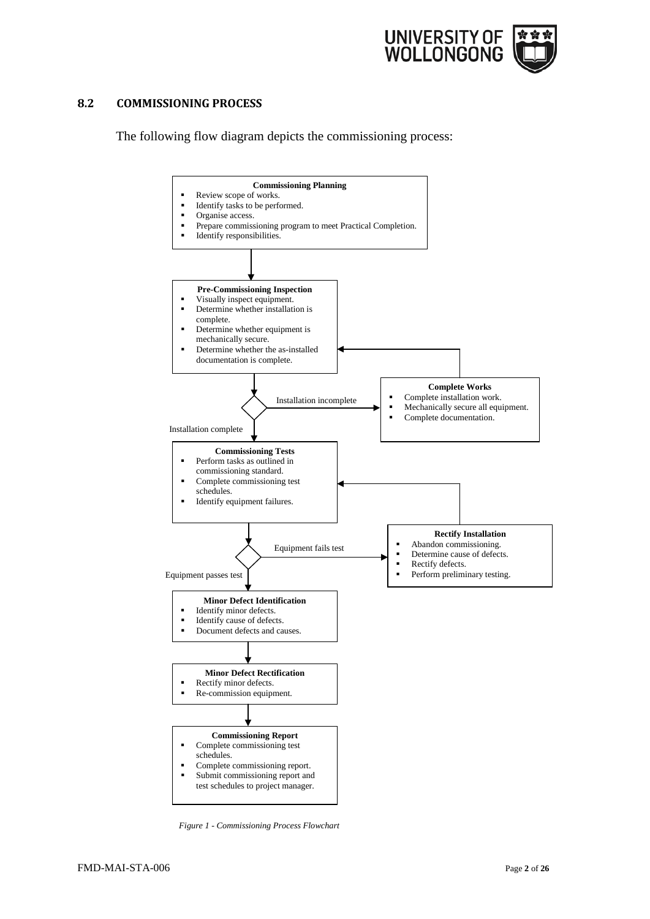## 8.2 COMMISSIONING PROCESS

The following flow diagram depicts the commissioning process:

**Commissioning Planning**
- Review scope of works.
- Identify tasks to be performed.
- Organise access.
- Prepare commissioning program to meet Practical Completion.
- Identify responsibilities.

**Pre-Commissioning Inspection**
- Visually inspect equipment.
- Determine whether installation is complete.
- Determine whether equipment is mechanically secure.
- Determine whether the as-installed documentation is complete.

Installation incomplete →

**Complete Works**
- Complete installation work.
- Mechanically secure all equipment.
- Complete documentation.

Installation complete →

**Commissioning Tests**
- Perform tasks as outlined in commissioning standard.
- Complete commissioning test schedules.
- Identify equipment failures.

Equipment fails test →

**Rectify Installation**
- Abandon commissioning.
- Determine cause of defects.
- Rectify defects.
- Perform preliminary testing.

Equipment passes test →

**Minor Defect Identification**
- Identify minor defects.
- Identify cause of defects.
- Document defects and causes.

**Minor Defect Rectification**
- Rectify minor defects.
- Re-commission equipment.

**Commissioning Report**
- Complete commissioning test schedules.
- Complete commissioning report.
- Submit commissioning report and test schedules to project manager.

*Figure 1 - Commissioning Process Flowchart*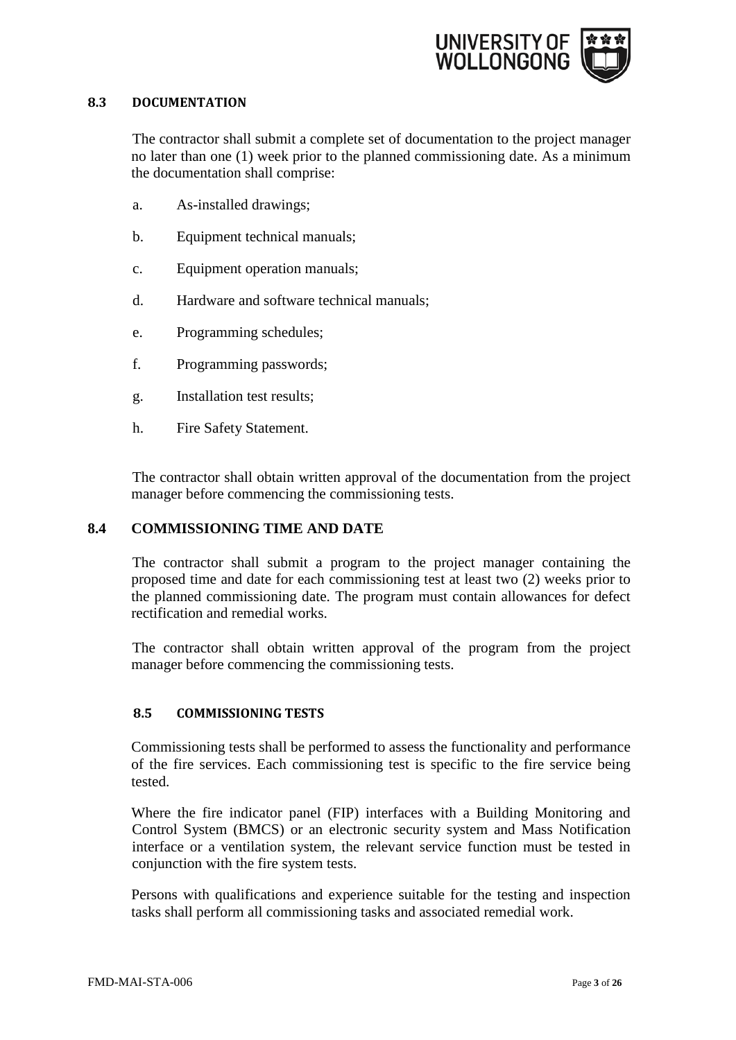### 8.3 DOCUMENTATION

The contractor shall submit a complete set of documentation to the project manager no later than one (1) week prior to the planned commissioning date. As a minimum the documentation shall comprise:

a. As-installed drawings;

b. Equipment technical manuals;

c. Equipment operation manuals;

d. Hardware and software technical manuals;

e. Programming schedules;

f. Programming passwords;

g. Installation test results;

h. Fire Safety Statement.

The contractor shall obtain written approval of the documentation from the project manager before commencing the commissioning tests.

### 8.4 COMMISSIONING TIME AND DATE

The contractor shall submit a program to the project manager containing the proposed time and date for each commissioning test at least two (2) weeks prior to the planned commissioning date. The program must contain allowances for defect rectification and remedial works.

The contractor shall obtain written approval of the program from the project manager before commencing the commissioning tests.

### 8.5 COMMISSIONING TESTS

Commissioning tests shall be performed to assess the functionality and performance of the fire services. Each commissioning test is specific to the fire service being tested.

Where the fire indicator panel (FIP) interfaces with a Building Monitoring and Control System (BMCS) or an electronic security system and Mass Notification interface or a ventilation system, the relevant service function must be tested in conjunction with the fire system tests.

Persons with qualifications and experience suitable for the testing and inspection tasks shall perform all commissioning tasks and associated remedial work.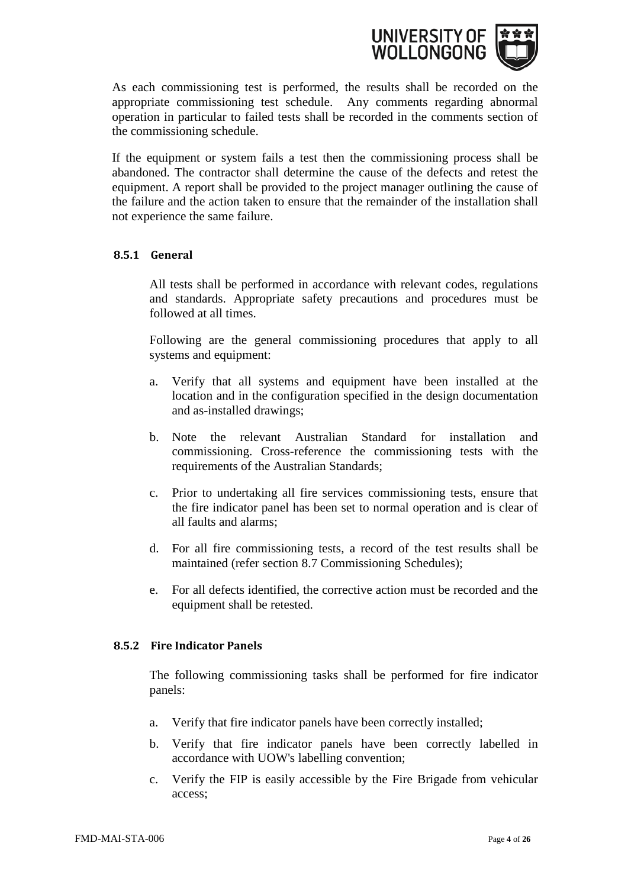As each commissioning test is performed, the results shall be recorded on the appropriate commissioning test schedule. Any comments regarding abnormal operation in particular to failed tests shall be recorded in the comments section of the commissioning schedule.

If the equipment or system fails a test then the commissioning process shall be abandoned. The contractor shall determine the cause of the defects and retest the equipment. A report shall be provided to the project manager outlining the cause of the failure and the action taken to ensure that the remainder of the installation shall not experience the same failure.

### 8.5.1 General

All tests shall be performed in accordance with relevant codes, regulations and standards. Appropriate safety precautions and procedures must be followed at all times.

Following are the general commissioning procedures that apply to all systems and equipment:

a. Verify that all systems and equipment have been installed at the location and in the configuration specified in the design documentation and as-installed drawings;

b. Note the relevant Australian Standard for installation and commissioning. Cross-reference the commissioning tests with the requirements of the Australian Standards;

c. Prior to undertaking all fire services commissioning tests, ensure that the fire indicator panel has been set to normal operation and is clear of all faults and alarms;

d. For all fire commissioning tests, a record of the test results shall be maintained (refer section 8.7 Commissioning Schedules);

e. For all defects identified, the corrective action must be recorded and the equipment shall be retested.

### 8.5.2 Fire Indicator Panels

The following commissioning tasks shall be performed for fire indicator panels:

a. Verify that fire indicator panels have been correctly installed;

b. Verify that fire indicator panels have been correctly labelled in accordance with UOW's labelling convention;

c. Verify the FIP is easily accessible by the Fire Brigade from vehicular access;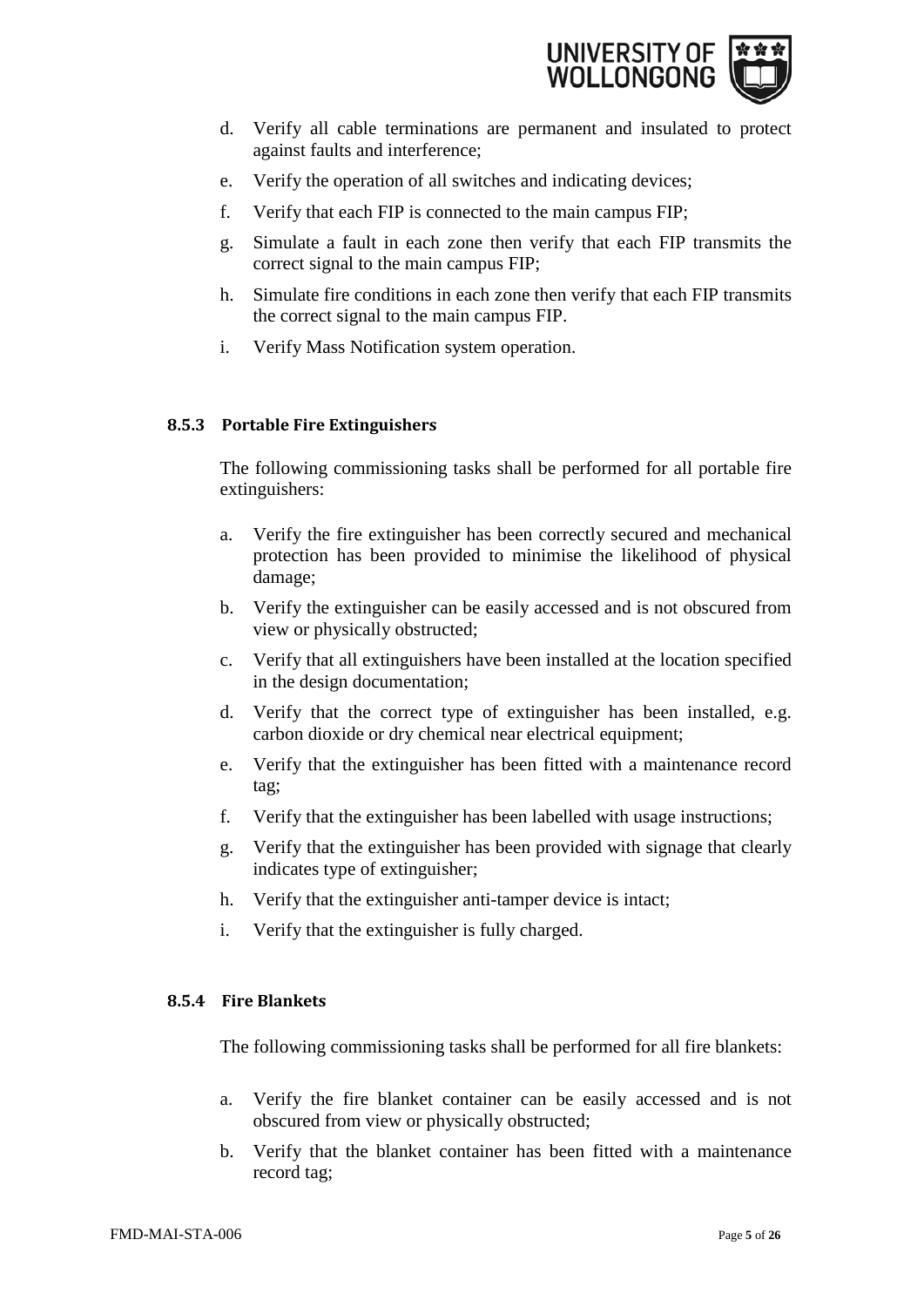d. Verify all cable terminations are permanent and insulated to protect against faults and interference;

e. Verify the operation of all switches and indicating devices;

f. Verify that each FIP is connected to the main campus FIP;

g. Simulate a fault in each zone then verify that each FIP transmits the correct signal to the main campus FIP;

h. Simulate fire conditions in each zone then verify that each FIP transmits the correct signal to the main campus FIP.

i. Verify Mass Notification system operation.

#### 8.5.3 Portable Fire Extinguishers

The following commissioning tasks shall be performed for all portable fire extinguishers:

a. Verify the fire extinguisher has been correctly secured and mechanical protection has been provided to minimise the likelihood of physical damage;

b. Verify the extinguisher can be easily accessed and is not obscured from view or physically obstructed;

c. Verify that all extinguishers have been installed at the location specified in the design documentation;

d. Verify that the correct type of extinguisher has been installed, e.g. carbon dioxide or dry chemical near electrical equipment;

e. Verify that the extinguisher has been fitted with a maintenance record tag;

f. Verify that the extinguisher has been labelled with usage instructions;

g. Verify that the extinguisher has been provided with signage that clearly indicates type of extinguisher;

h. Verify that the extinguisher anti-tamper device is intact;

i. Verify that the extinguisher is fully charged.

#### 8.5.4 Fire Blankets

The following commissioning tasks shall be performed for all fire blankets:

a. Verify the fire blanket container can be easily accessed and is not obscured from view or physically obstructed;

b. Verify that the blanket container has been fitted with a maintenance record tag;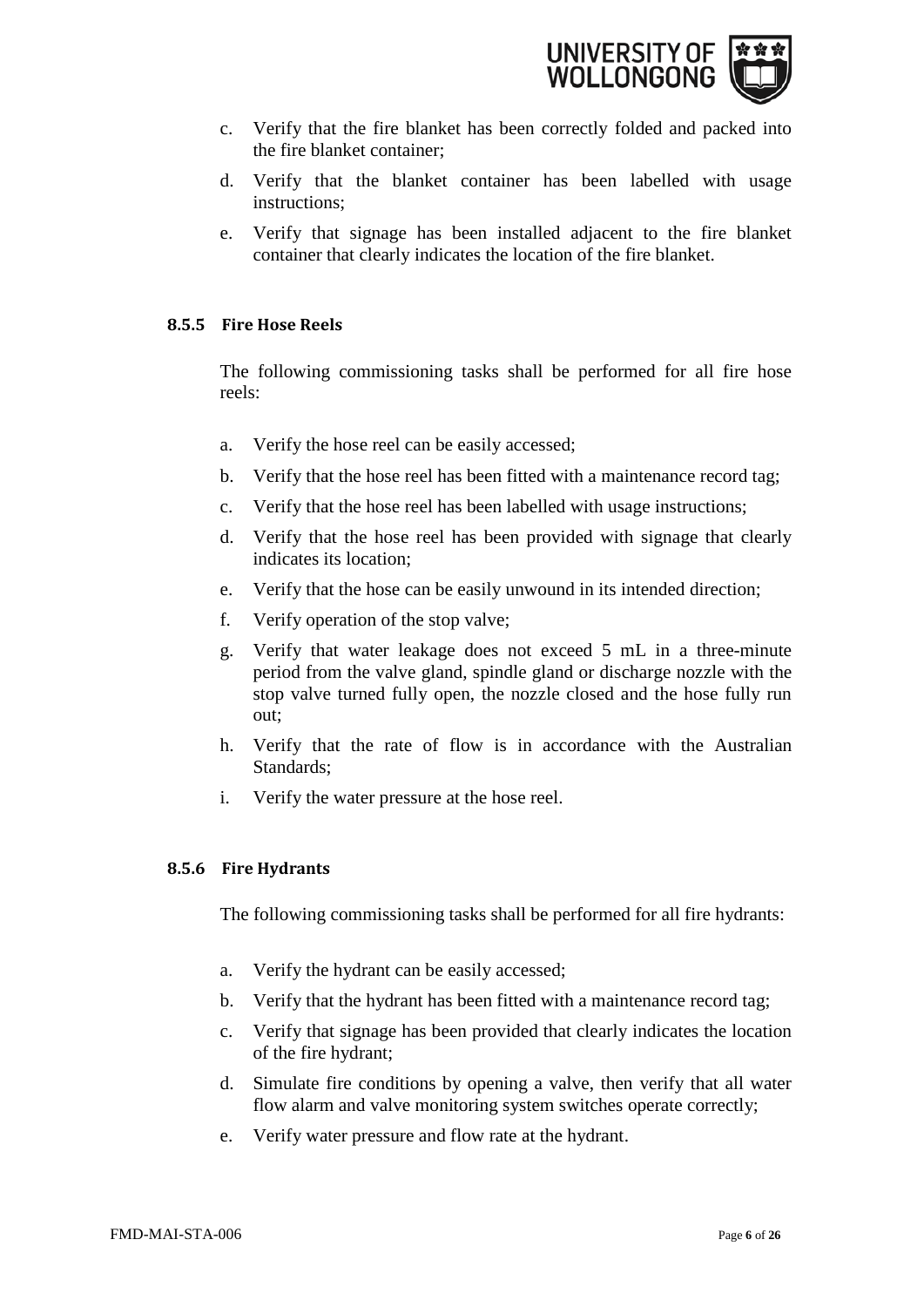c. Verify that the fire blanket has been correctly folded and packed into the fire blanket container;

d. Verify that the blanket container has been labelled with usage instructions;

e. Verify that signage has been installed adjacent to the fire blanket container that clearly indicates the location of the fire blanket.

#### 8.5.5 Fire Hose Reels

The following commissioning tasks shall be performed for all fire hose reels:

a. Verify the hose reel can be easily accessed;

b. Verify that the hose reel has been fitted with a maintenance record tag;

c. Verify that the hose reel has been labelled with usage instructions;

d. Verify that the hose reel has been provided with signage that clearly indicates its location;

e. Verify that the hose can be easily unwound in its intended direction;

f. Verify operation of the stop valve;

g. Verify that water leakage does not exceed 5 mL in a three-minute period from the valve gland, spindle gland or discharge nozzle with the stop valve turned fully open, the nozzle closed and the hose fully run out;

h. Verify that the rate of flow is in accordance with the Australian Standards;

i. Verify the water pressure at the hose reel.

#### 8.5.6 Fire Hydrants

The following commissioning tasks shall be performed for all fire hydrants:

a. Verify the hydrant can be easily accessed;

b. Verify that the hydrant has been fitted with a maintenance record tag;

c. Verify that signage has been provided that clearly indicates the location of the fire hydrant;

d. Simulate fire conditions by opening a valve, then verify that all water flow alarm and valve monitoring system switches operate correctly;

e. Verify water pressure and flow rate at the hydrant.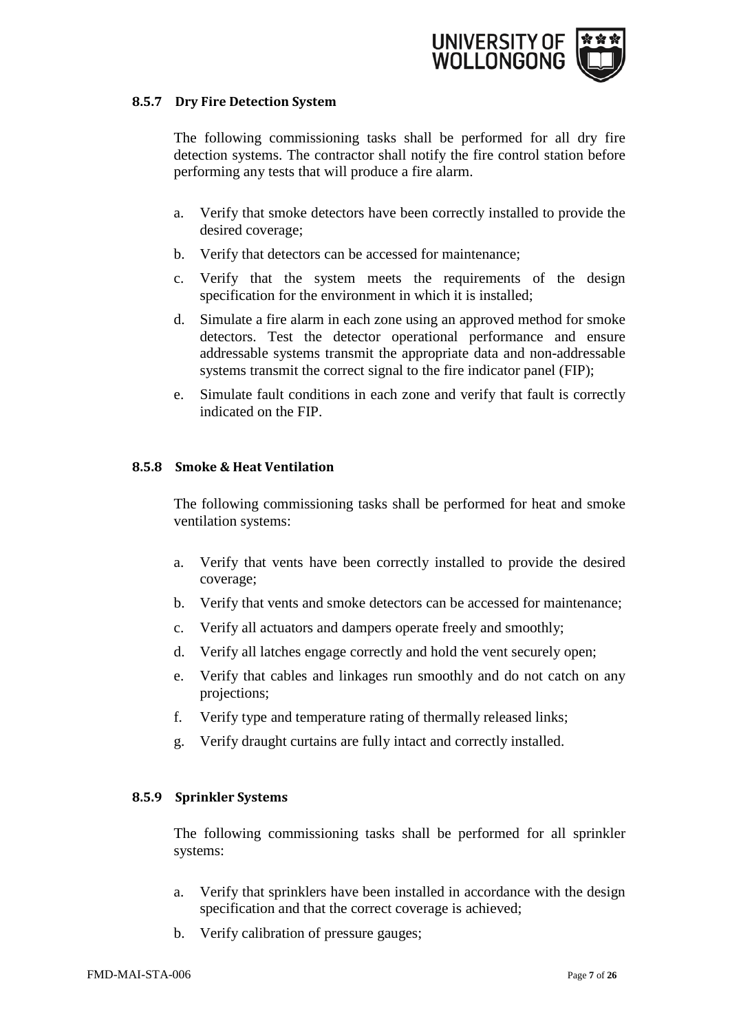### 8.5.7 Dry Fire Detection System

The following commissioning tasks shall be performed for all dry fire detection systems. The contractor shall notify the fire control station before performing any tests that will produce a fire alarm.

a. Verify that smoke detectors have been correctly installed to provide the desired coverage;

b. Verify that detectors can be accessed for maintenance;

c. Verify that the system meets the requirements of the design specification for the environment in which it is installed;

d. Simulate a fire alarm in each zone using an approved method for smoke detectors. Test the detector operational performance and ensure addressable systems transmit the appropriate data and non-addressable systems transmit the correct signal to the fire indicator panel (FIP);

e. Simulate fault conditions in each zone and verify that fault is correctly indicated on the FIP.

### 8.5.8 Smoke & Heat Ventilation

The following commissioning tasks shall be performed for heat and smoke ventilation systems:

a. Verify that vents have been correctly installed to provide the desired coverage;

b. Verify that vents and smoke detectors can be accessed for maintenance;

c. Verify all actuators and dampers operate freely and smoothly;

d. Verify all latches engage correctly and hold the vent securely open;

e. Verify that cables and linkages run smoothly and do not catch on any projections;

f. Verify type and temperature rating of thermally released links;

g. Verify draught curtains are fully intact and correctly installed.

### 8.5.9 Sprinkler Systems

The following commissioning tasks shall be performed for all sprinkler systems:

a. Verify that sprinklers have been installed in accordance with the design specification and that the correct coverage is achieved;

b. Verify calibration of pressure gauges;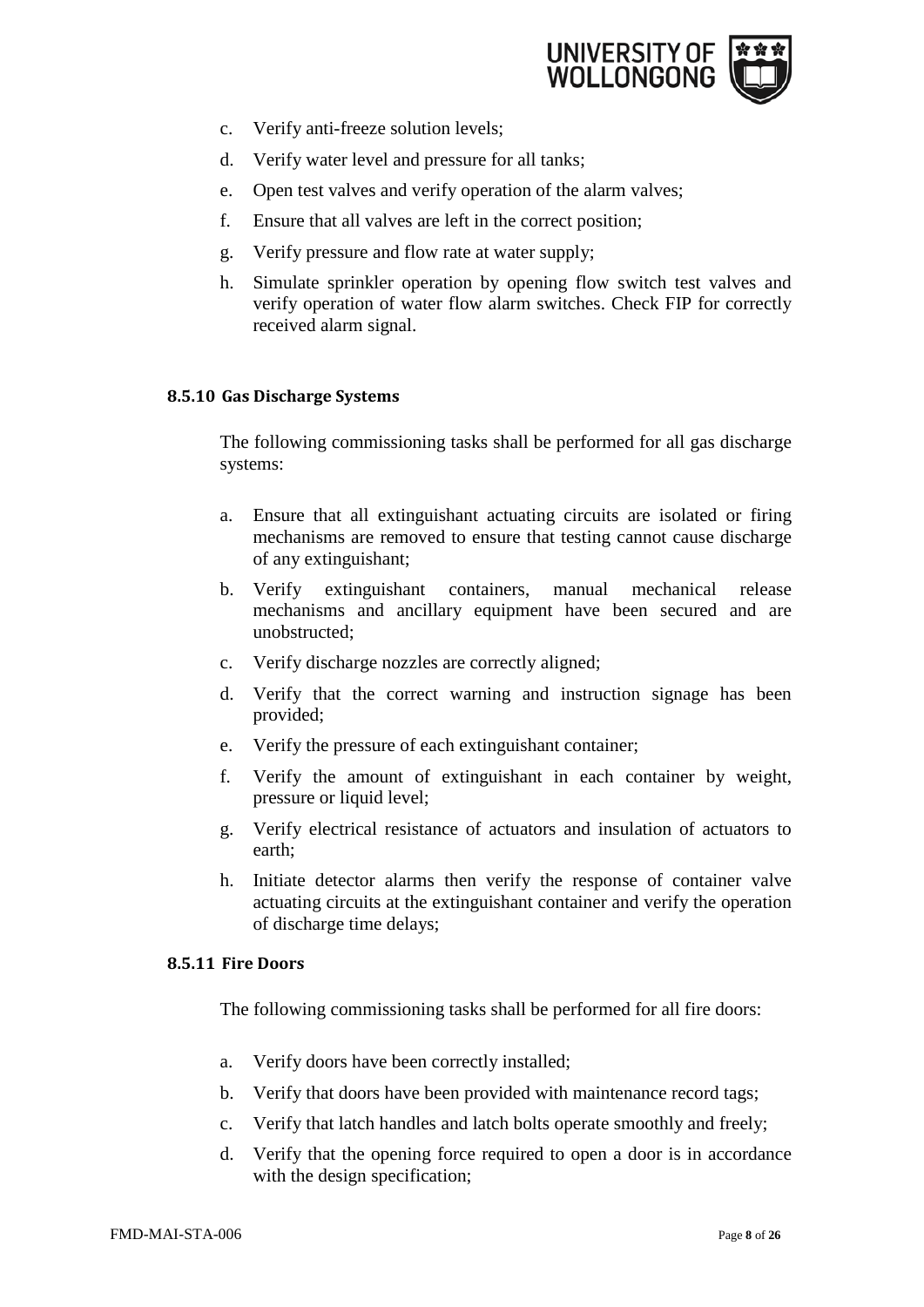c. Verify anti-freeze solution levels;

d. Verify water level and pressure for all tanks;

e. Open test valves and verify operation of the alarm valves;

f. Ensure that all valves are left in the correct position;

g. Verify pressure and flow rate at water supply;

h. Simulate sprinkler operation by opening flow switch test valves and verify operation of water flow alarm switches. Check FIP for correctly received alarm signal.

#### 8.5.10 Gas Discharge Systems

The following commissioning tasks shall be performed for all gas discharge systems:

a. Ensure that all extinguishant actuating circuits are isolated or firing mechanisms are removed to ensure that testing cannot cause discharge of any extinguishant;

b. Verify extinguishant containers, manual mechanical release mechanisms and ancillary equipment have been secured and are unobstructed;

c. Verify discharge nozzles are correctly aligned;

d. Verify that the correct warning and instruction signage has been provided;

e. Verify the pressure of each extinguishant container;

f. Verify the amount of extinguishant in each container by weight, pressure or liquid level;

g. Verify electrical resistance of actuators and insulation of actuators to earth;

h. Initiate detector alarms then verify the response of container valve actuating circuits at the extinguishant container and verify the operation of discharge time delays;

#### 8.5.11 Fire Doors

The following commissioning tasks shall be performed for all fire doors:

a. Verify doors have been correctly installed;

b. Verify that doors have been provided with maintenance record tags;

c. Verify that latch handles and latch bolts operate smoothly and freely;

d. Verify that the opening force required to open a door is in accordance with the design specification;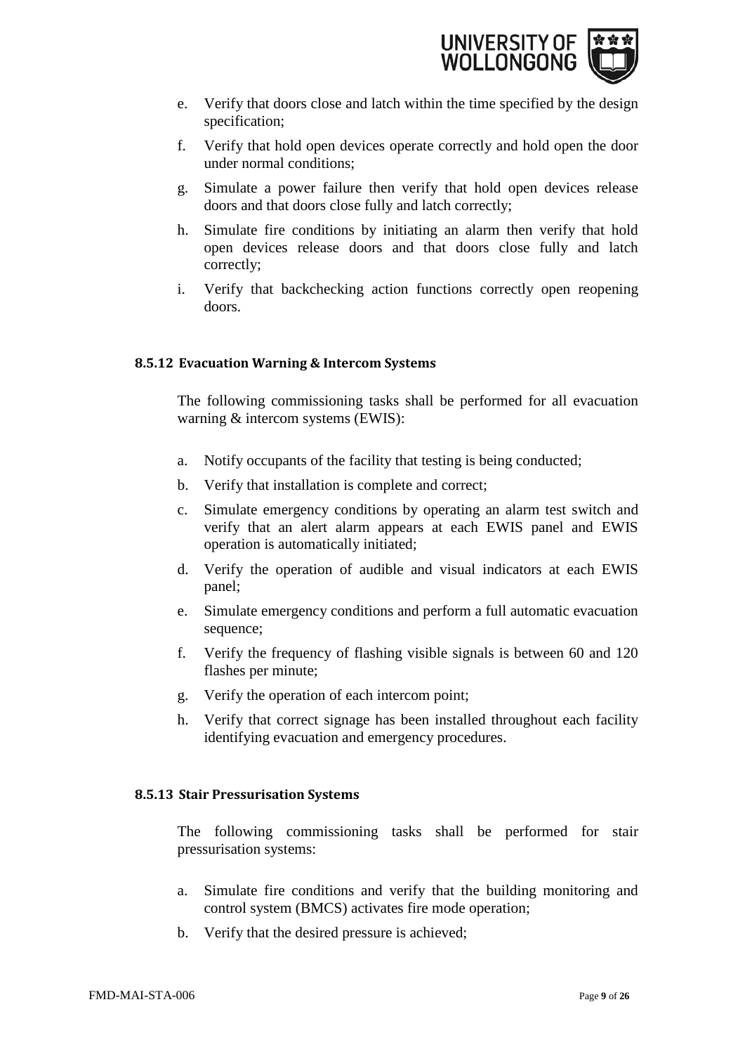e. Verify that doors close and latch within the time specified by the design specification;

f. Verify that hold open devices operate correctly and hold open the door under normal conditions;

g. Simulate a power failure then verify that hold open devices release doors and that doors close fully and latch correctly;

h. Simulate fire conditions by initiating an alarm then verify that hold open devices release doors and that doors close fully and latch correctly;

i. Verify that backchecking action functions correctly open reopening doors.

#### 8.5.12 Evacuation Warning & Intercom Systems

The following commissioning tasks shall be performed for all evacuation warning & intercom systems (EWIS):

a. Notify occupants of the facility that testing is being conducted;

b. Verify that installation is complete and correct;

c. Simulate emergency conditions by operating an alarm test switch and verify that an alert alarm appears at each EWIS panel and EWIS operation is automatically initiated;

d. Verify the operation of audible and visual indicators at each EWIS panel;

e. Simulate emergency conditions and perform a full automatic evacuation sequence;

f. Verify the frequency of flashing visible signals is between 60 and 120 flashes per minute;

g. Verify the operation of each intercom point;

h. Verify that correct signage has been installed throughout each facility identifying evacuation and emergency procedures.

#### 8.5.13 Stair Pressurisation Systems

The following commissioning tasks shall be performed for stair pressurisation systems:

a. Simulate fire conditions and verify that the building monitoring and control system (BMCS) activates fire mode operation;

b. Verify that the desired pressure is achieved;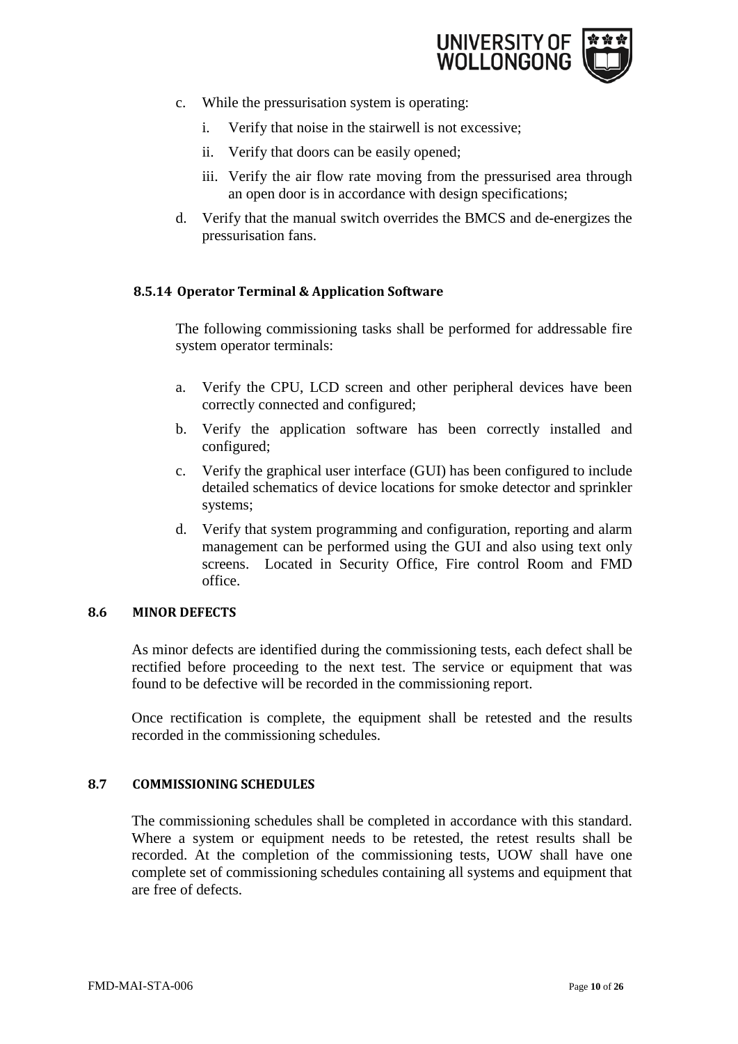c. While the pressurisation system is operating:

    i. Verify that noise in the stairwell is not excessive;

    ii. Verify that doors can be easily opened;

    iii. Verify the air flow rate moving from the pressurised area through an open door is in accordance with design specifications;

d. Verify that the manual switch overrides the BMCS and de-energizes the pressurisation fans.

#### 8.5.14 Operator Terminal & Application Software

The following commissioning tasks shall be performed for addressable fire system operator terminals:

a. Verify the CPU, LCD screen and other peripheral devices have been correctly connected and configured;

b. Verify the application software has been correctly installed and configured;

c. Verify the graphical user interface (GUI) has been configured to include detailed schematics of device locations for smoke detector and sprinkler systems;

d. Verify that system programming and configuration, reporting and alarm management can be performed using the GUI and also using text only screens. Located in Security Office, Fire control Room and FMD office.

### 8.6 MINOR DEFECTS

As minor defects are identified during the commissioning tests, each defect shall be rectified before proceeding to the next test. The service or equipment that was found to be defective will be recorded in the commissioning report.

Once rectification is complete, the equipment shall be retested and the results recorded in the commissioning schedules.

### 8.7 COMMISSIONING SCHEDULES

The commissioning schedules shall be completed in accordance with this standard. Where a system or equipment needs to be retested, the retest results shall be recorded. At the completion of the commissioning tests, UOW shall have one complete set of commissioning schedules containing all systems and equipment that are free of defects.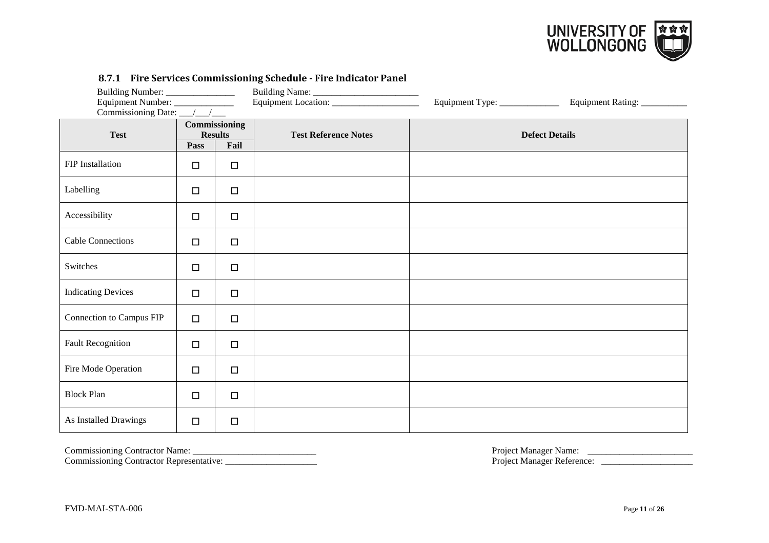### 8.7.1 Fire Services Commissioning Schedule - Fire Indicator Panel

Building Number: _______________ Building Name: ________________________
Equipment Number: _____________ Equipment Location: ___________________ Equipment Type: _____________ Equipment Rating: __________
Commissioning Date: ___/___/___

| Test | Commissioning Results | | Test Reference Notes | Defect Details |
|---|---|---|---|---|
| | Pass | Fail | | |
| FIP Installation | ☐ | ☐ | | |
| Labelling | ☐ | ☐ | | |
| Accessibility | ☐ | ☐ | | |
| Cable Connections | ☐ | ☐ | | |
| Switches | ☐ | ☐ | | |
| Indicating Devices | ☐ | ☐ | | |
| Connection to Campus FIP | ☐ | ☐ | | |
| Fault Recognition | ☐ | ☐ | | |
| Fire Mode Operation | ☐ | ☐ | | |
| Block Plan | ☐ | ☐ | | |
| As Installed Drawings | ☐ | ☐ | | |

Commissioning Contractor Name: ___________________________
Commissioning Contractor Representative: ____________________

Project Manager Name: _______________________
Project Manager Reference: ____________________

FMD-MAI-STA-006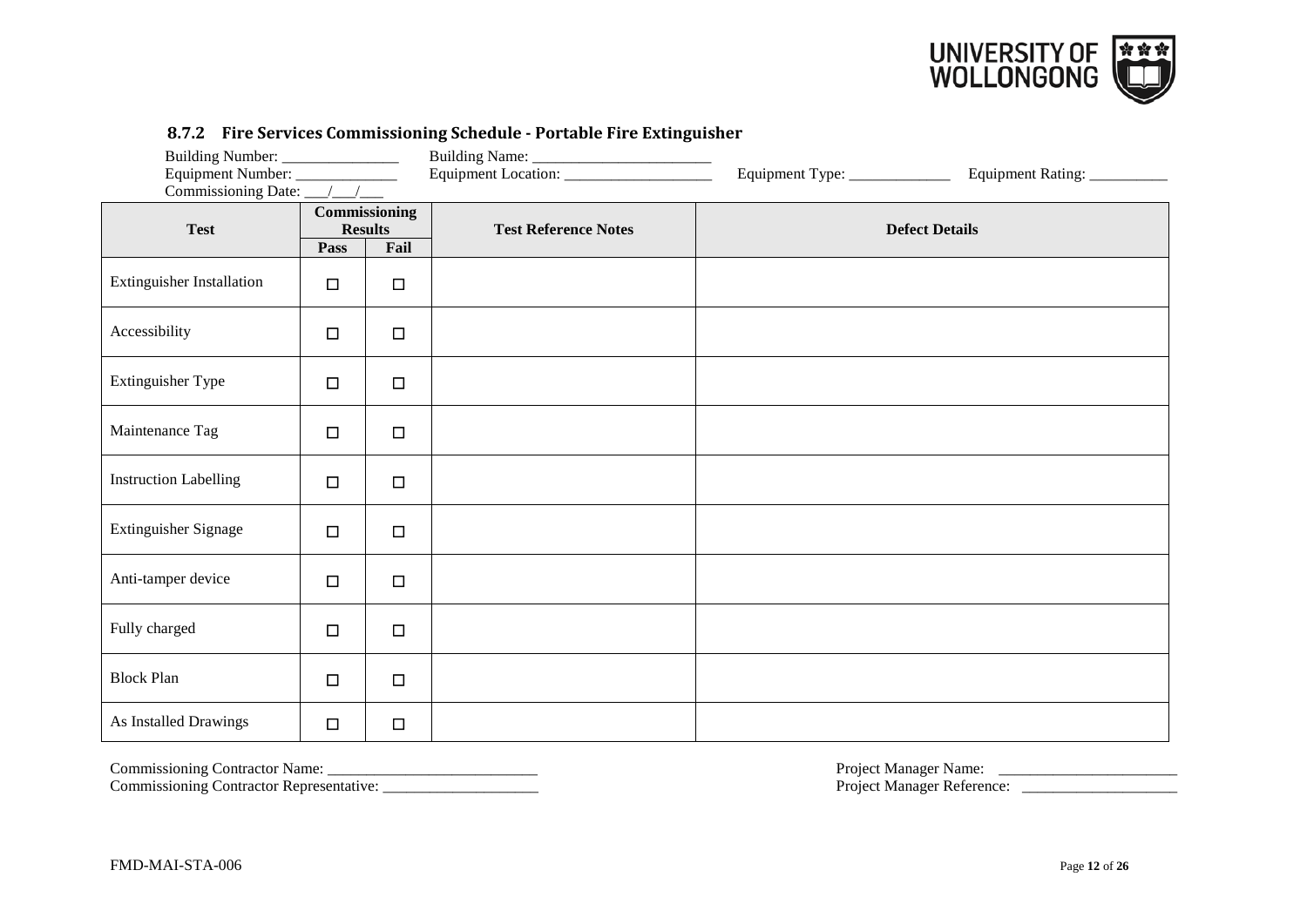### 8.7.2 Fire Services Commissioning Schedule - Portable Fire Extinguisher

Building Number: _______________ Building Name: ________________________
Equipment Number: ______________ Equipment Location: ___________________ Equipment Type: _____________ Equipment Rating: __________
Commissioning Date: ___/___/___

| Test | Commissioning Results | | Test Reference Notes | Defect Details |
|---|---|---|---|---|
| | Pass | Fail | | |
| Extinguisher Installation | ☐ | ☐ | | |
| Accessibility | ☐ | ☐ | | |
| Extinguisher Type | ☐ | ☐ | | |
| Maintenance Tag | ☐ | ☐ | | |
| Instruction Labelling | ☐ | ☐ | | |
| Extinguisher Signage | ☐ | ☐ | | |
| Anti-tamper device | ☐ | ☐ | | |
| Fully charged | ☐ | ☐ | | |
| Block Plan | ☐ | ☐ | | |
| As Installed Drawings | ☐ | ☐ | | |

Commissioning Contractor Name: ___________________________
Commissioning Contractor Representative: ____________________

Project Manager Name: _______________________
Project Manager Reference: ____________________

FMD-MAI-STA-006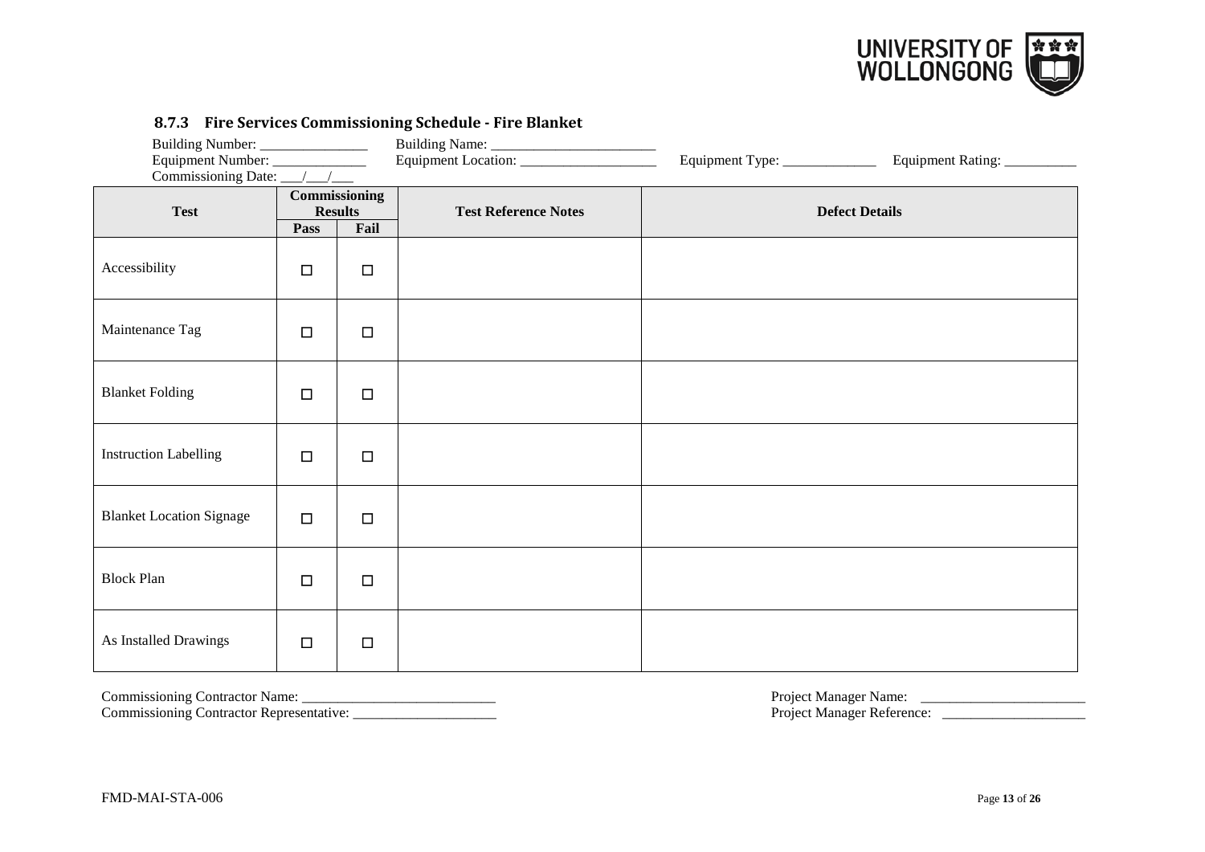### 8.7.3 Fire Services Commissioning Schedule - Fire Blanket

Building Number: _______________ Building Name: ________________________
Equipment Number: _____________ Equipment Location: ___________________ Equipment Type: _____________ Equipment Rating: __________
Commissioning Date: ___/___/___

| Test | Commissioning Results | | Test Reference Notes | Defect Details |
|---|---|---|---|---|
| | Pass | Fail | | |
| Accessibility | ☐ | ☐ | | |
| Maintenance Tag | ☐ | ☐ | | |
| Blanket Folding | ☐ | ☐ | | |
| Instruction Labelling | ☐ | ☐ | | |
| Blanket Location Signage | ☐ | ☐ | | |
| Block Plan | ☐ | ☐ | | |
| As Installed Drawings | ☐ | ☐ | | |

Commissioning Contractor Name: ___________________________
Commissioning Contractor Representative: ____________________

Project Manager Name: _______________________
Project Manager Reference: ____________________

FMD-MAI-STA-006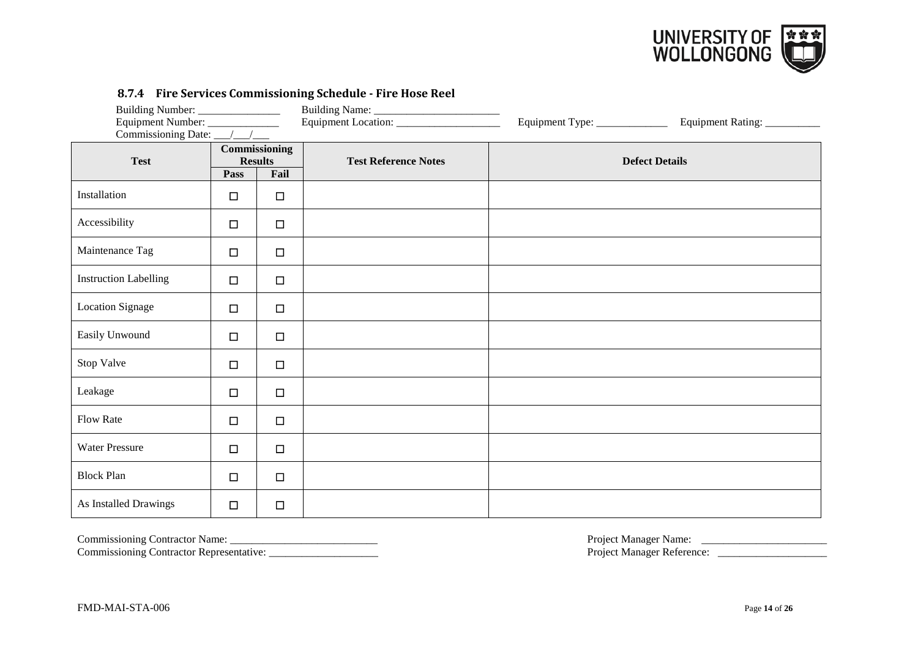### 8.7.4 Fire Services Commissioning Schedule - Fire Hose Reel

Building Number: _______________ Building Name: ________________________
Equipment Number: _____________ Equipment Location: ___________________ Equipment Type: _____________ Equipment Rating: __________
Commissioning Date: ___/___/___

| Test | Commissioning Results | | Test Reference Notes | Defect Details |
|---|---|---|---|---|
| | Pass | Fail | | |
| Installation | ☐ | ☐ | | |
| Accessibility | ☐ | ☐ | | |
| Maintenance Tag | ☐ | ☐ | | |
| Instruction Labelling | ☐ | ☐ | | |
| Location Signage | ☐ | ☐ | | |
| Easily Unwound | ☐ | ☐ | | |
| Stop Valve | ☐ | ☐ | | |
| Leakage | ☐ | ☐ | | |
| Flow Rate | ☐ | ☐ | | |
| Water Pressure | ☐ | ☐ | | |
| Block Plan | ☐ | ☐ | | |
| As Installed Drawings | ☐ | ☐ | | |

Commissioning Contractor Name: ___________________________
Commissioning Contractor Representative: ____________________

Project Manager Name: _______________________
Project Manager Reference: ____________________

FMD-MAI-STA-006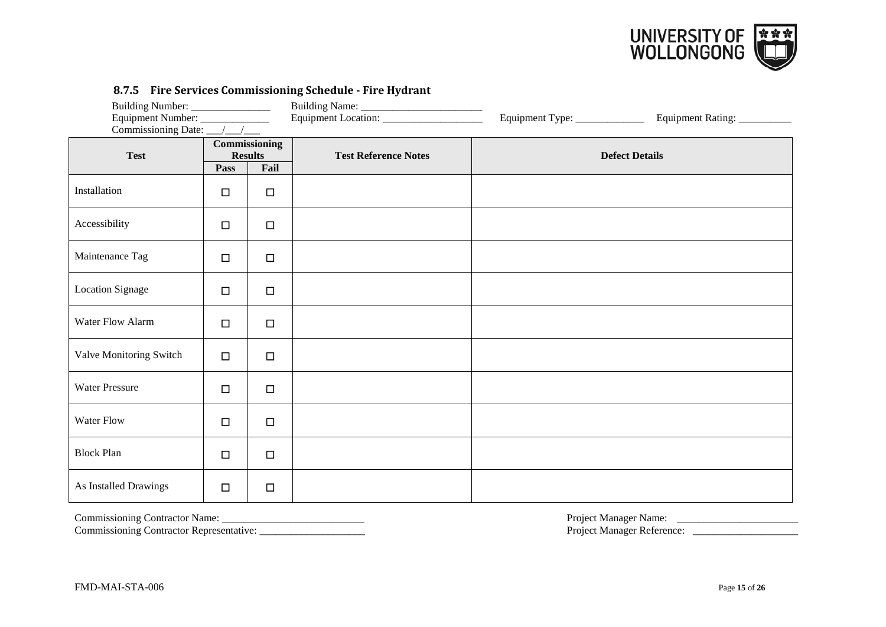### 8.7.5 Fire Services Commissioning Schedule - Fire Hydrant

Building Number: _______________ Building Name: ________________________
Equipment Number: _____________ Equipment Location: ___________________ Equipment Type: _____________ Equipment Rating: __________
Commissioning Date: ___/___/___

| Test | Commissioning Results | | Test Reference Notes | Defect Details |
|---|---|---|---|---|
| | Pass | Fail | | |
| Installation | ☐ | ☐ | | |
| Accessibility | ☐ | ☐ | | |
| Maintenance Tag | ☐ | ☐ | | |
| Location Signage | ☐ | ☐ | | |
| Water Flow Alarm | ☐ | ☐ | | |
| Valve Monitoring Switch | ☐ | ☐ | | |
| Water Pressure | ☐ | ☐ | | |
| Water Flow | ☐ | ☐ | | |
| Block Plan | ☐ | ☐ | | |
| As Installed Drawings | ☐ | ☐ | | |

Commissioning Contractor Name: ___________________________
Commissioning Contractor Representative: ____________________

Project Manager Name: _______________________
Project Manager Reference: ____________________

FMD-MAI-STA-006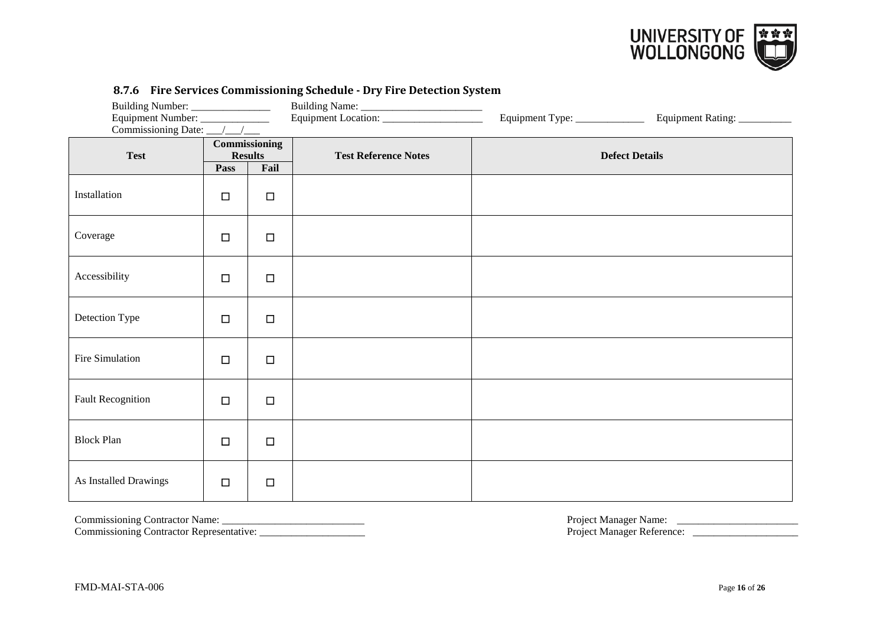### 8.7.6 Fire Services Commissioning Schedule - Dry Fire Detection System

Building Number: _______________ Building Name: ________________________
Equipment Number: _____________ Equipment Location: ___________________ Equipment Type: _____________ Equipment Rating: __________
Commissioning Date: ___/___/___

| Test | Commissioning Results | | Test Reference Notes | Defect Details |
|---|---|---|---|---|
| | Pass | Fail | | |
| Installation | ☐ | ☐ | | |
| Coverage | ☐ | ☐ | | |
| Accessibility | ☐ | ☐ | | |
| Detection Type | ☐ | ☐ | | |
| Fire Simulation | ☐ | ☐ | | |
| Fault Recognition | ☐ | ☐ | | |
| Block Plan | ☐ | ☐ | | |
| As Installed Drawings | ☐ | ☐ | | |

Commissioning Contractor Name: ___________________________
Commissioning Contractor Representative: ____________________

Project Manager Name: _______________________
Project Manager Reference: ____________________

FMD-MAI-STA-006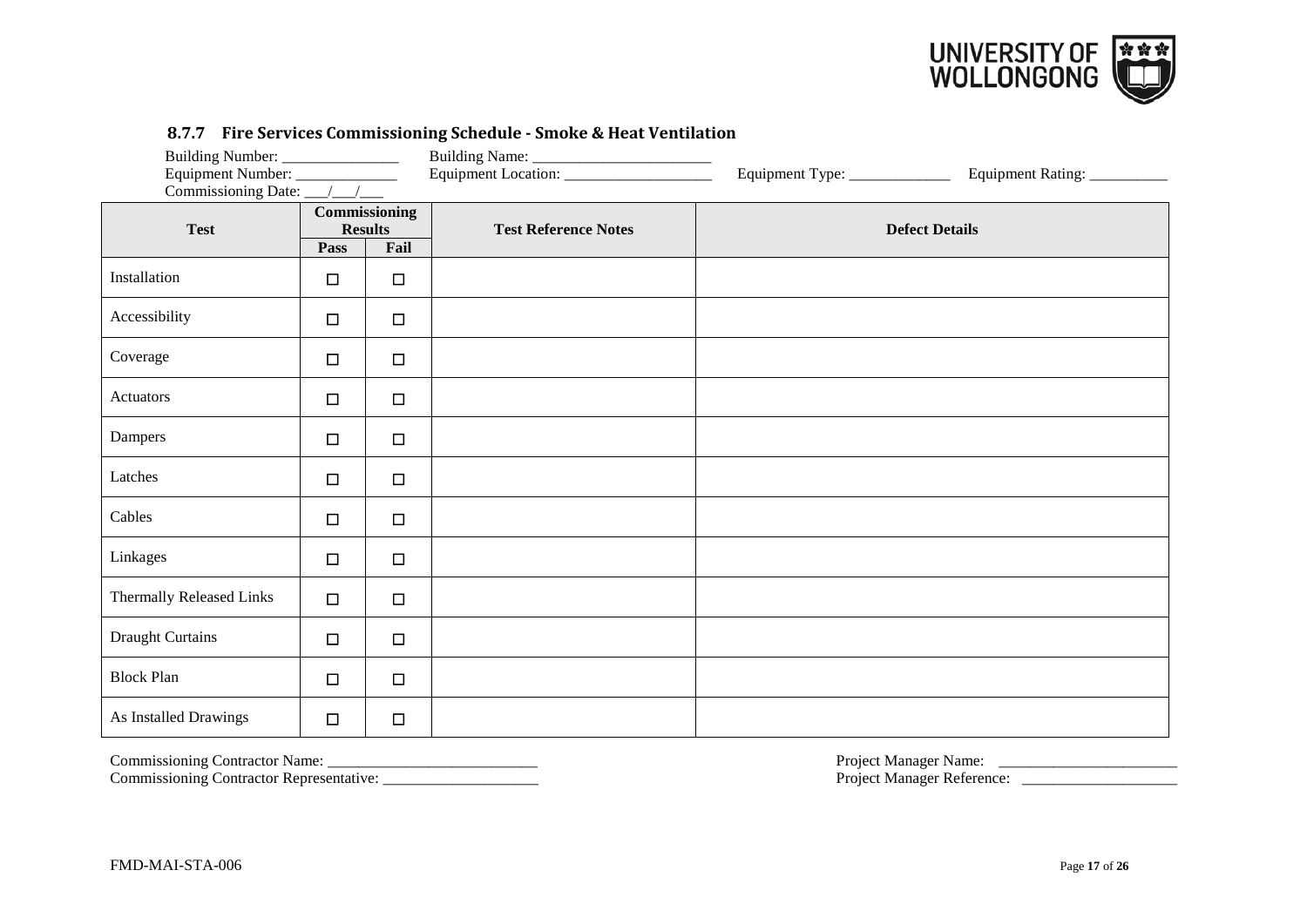### 8.7.7 Fire Services Commissioning Schedule - Smoke & Heat Ventilation

Building Number: _______________ Building Name: ________________________
Equipment Number: _____________ Equipment Location: ___________________ Equipment Type: _____________ Equipment Rating: __________
Commissioning Date: ___/___/___

| Test | Commissioning Results | | Test Reference Notes | Defect Details |
|---|---|---|---|---|
| | Pass | Fail | | |
| Installation | ☐ | ☐ | | |
| Accessibility | ☐ | ☐ | | |
| Coverage | ☐ | ☐ | | |
| Actuators | ☐ | ☐ | | |
| Dampers | ☐ | ☐ | | |
| Latches | ☐ | ☐ | | |
| Cables | ☐ | ☐ | | |
| Linkages | ☐ | ☐ | | |
| Thermally Released Links | ☐ | ☐ | | |
| Draught Curtains | ☐ | ☐ | | |
| Block Plan | ☐ | ☐ | | |
| As Installed Drawings | ☐ | ☐ | | |

Commissioning Contractor Name: ___________________________
Commissioning Contractor Representative: ____________________

Project Manager Name: _______________________
Project Manager Reference: ____________________

FMD-MAI-STA-006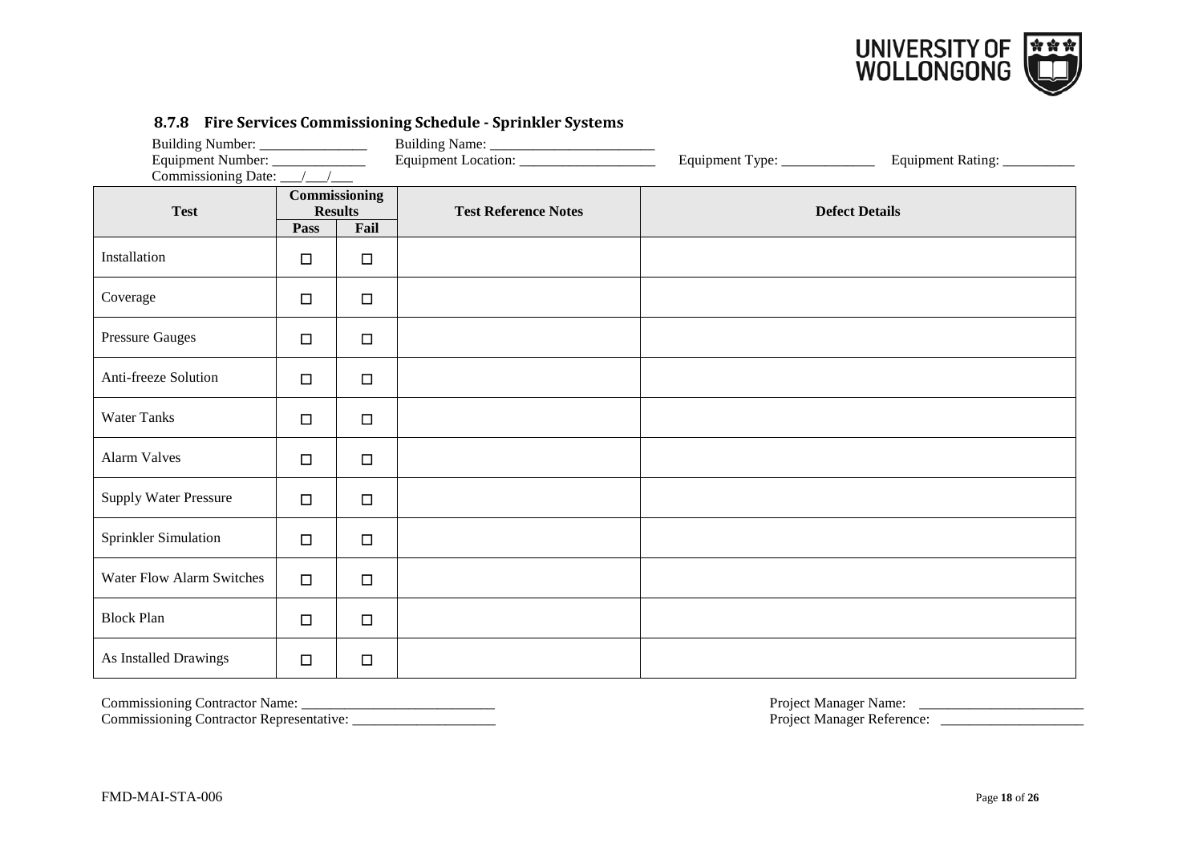### 8.7.8 Fire Services Commissioning Schedule - Sprinkler Systems

Building Number: _______________ Building Name: ________________________
Equipment Number: _____________ Equipment Location: ___________________ Equipment Type: _____________ Equipment Rating: __________
Commissioning Date: ___/___/___

| Test | Commissioning Results | | Test Reference Notes | Defect Details |
|---|---|---|---|---|
| | Pass | Fail | | |
| Installation | ☐ | ☐ | | |
| Coverage | ☐ | ☐ | | |
| Pressure Gauges | ☐ | ☐ | | |
| Anti-freeze Solution | ☐ | ☐ | | |
| Water Tanks | ☐ | ☐ | | |
| Alarm Valves | ☐ | ☐ | | |
| Supply Water Pressure | ☐ | ☐ | | |
| Sprinkler Simulation | ☐ | ☐ | | |
| Water Flow Alarm Switches | ☐ | ☐ | | |
| Block Plan | ☐ | ☐ | | |
| As Installed Drawings | ☐ | ☐ | | |

Commissioning Contractor Name: ___________________________
Commissioning Contractor Representative: ____________________

Project Manager Name: _______________________
Project Manager Reference: ____________________

FMD-MAI-STA-006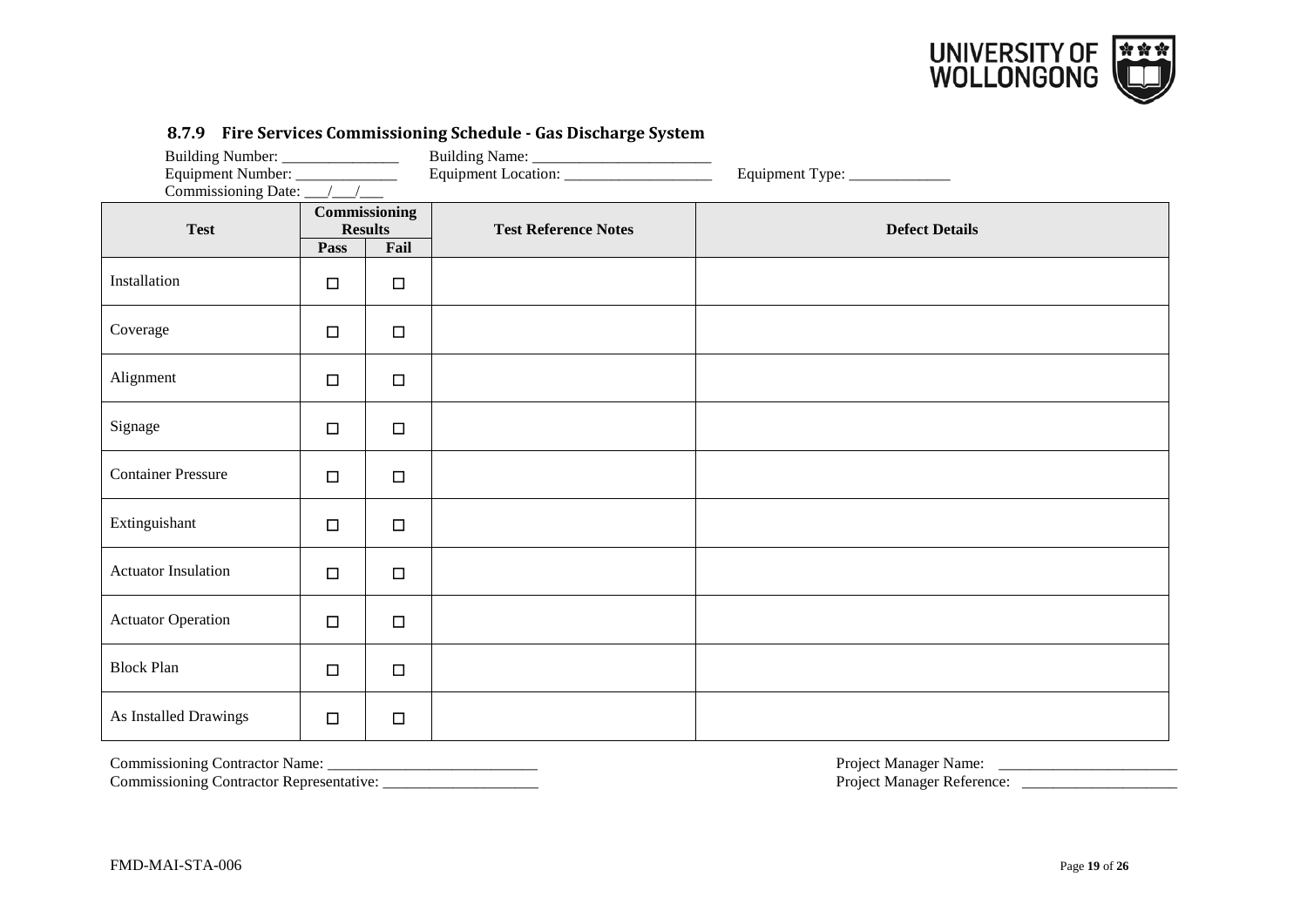### 8.7.9 Fire Services Commissioning Schedule - Gas Discharge System

Building Number: _______________ Building Name: ________________________
Equipment Number: _____________ Equipment Location: ___________________ Equipment Type: _____________
Commissioning Date: ___/___/___

| Test | Commissioning Results | | Test Reference Notes | Defect Details |
|---|---|---|---|---|
| | Pass | Fail | | |
| Installation | ☐ | ☐ | | |
| Coverage | ☐ | ☐ | | |
| Alignment | ☐ | ☐ | | |
| Signage | ☐ | ☐ | | |
| Container Pressure | ☐ | ☐ | | |
| Extinguishant | ☐ | ☐ | | |
| Actuator Insulation | ☐ | ☐ | | |
| Actuator Operation | ☐ | ☐ | | |
| Block Plan | ☐ | ☐ | | |
| As Installed Drawings | ☐ | ☐ | | |

Commissioning Contractor Name: ___________________________
Commissioning Contractor Representative: ____________________

Project Manager Name: _______________________
Project Manager Reference: ____________________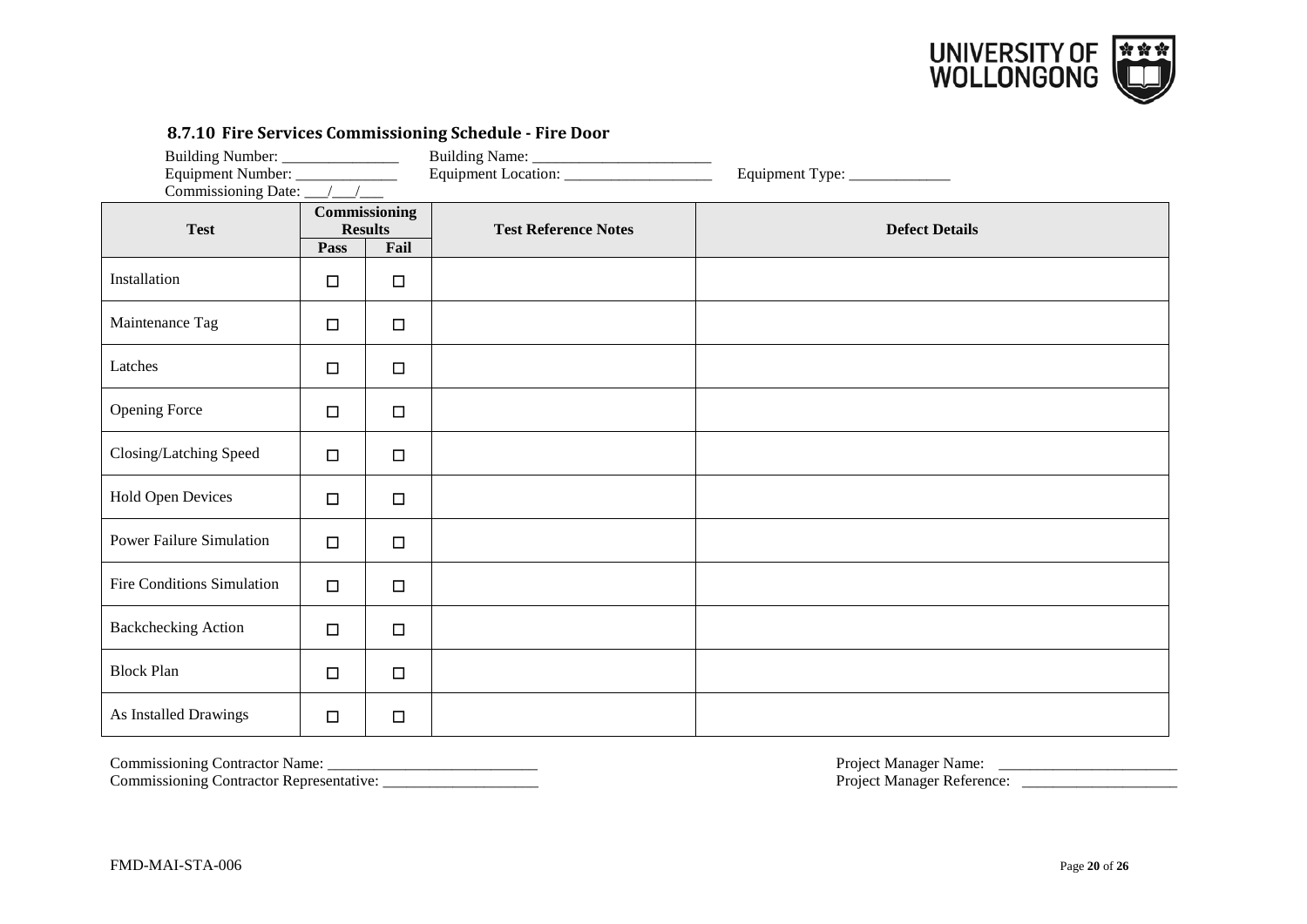### 8.7.10 Fire Services Commissioning Schedule - Fire Door

Building Number: _______________ Building Name: ________________________
Equipment Number: _____________ Equipment Location: ___________________ Equipment Type: _____________
Commissioning Date: ___/___/___

| Test | Commissioning Results | | Test Reference Notes | Defect Details |
|---|---|---|---|---|
| | Pass | Fail | | |
| Installation | ☐ | ☐ | | |
| Maintenance Tag | ☐ | ☐ | | |
| Latches | ☐ | ☐ | | |
| Opening Force | ☐ | ☐ | | |
| Closing/Latching Speed | ☐ | ☐ | | |
| Hold Open Devices | ☐ | ☐ | | |
| Power Failure Simulation | ☐ | ☐ | | |
| Fire Conditions Simulation | ☐ | ☐ | | |
| Backchecking Action | ☐ | ☐ | | |
| Block Plan | ☐ | ☐ | | |
| As Installed Drawings | ☐ | ☐ | | |

Commissioning Contractor Name: ___________________________
Commissioning Contractor Representative: ____________________

Project Manager Name: _______________________
Project Manager Reference: ____________________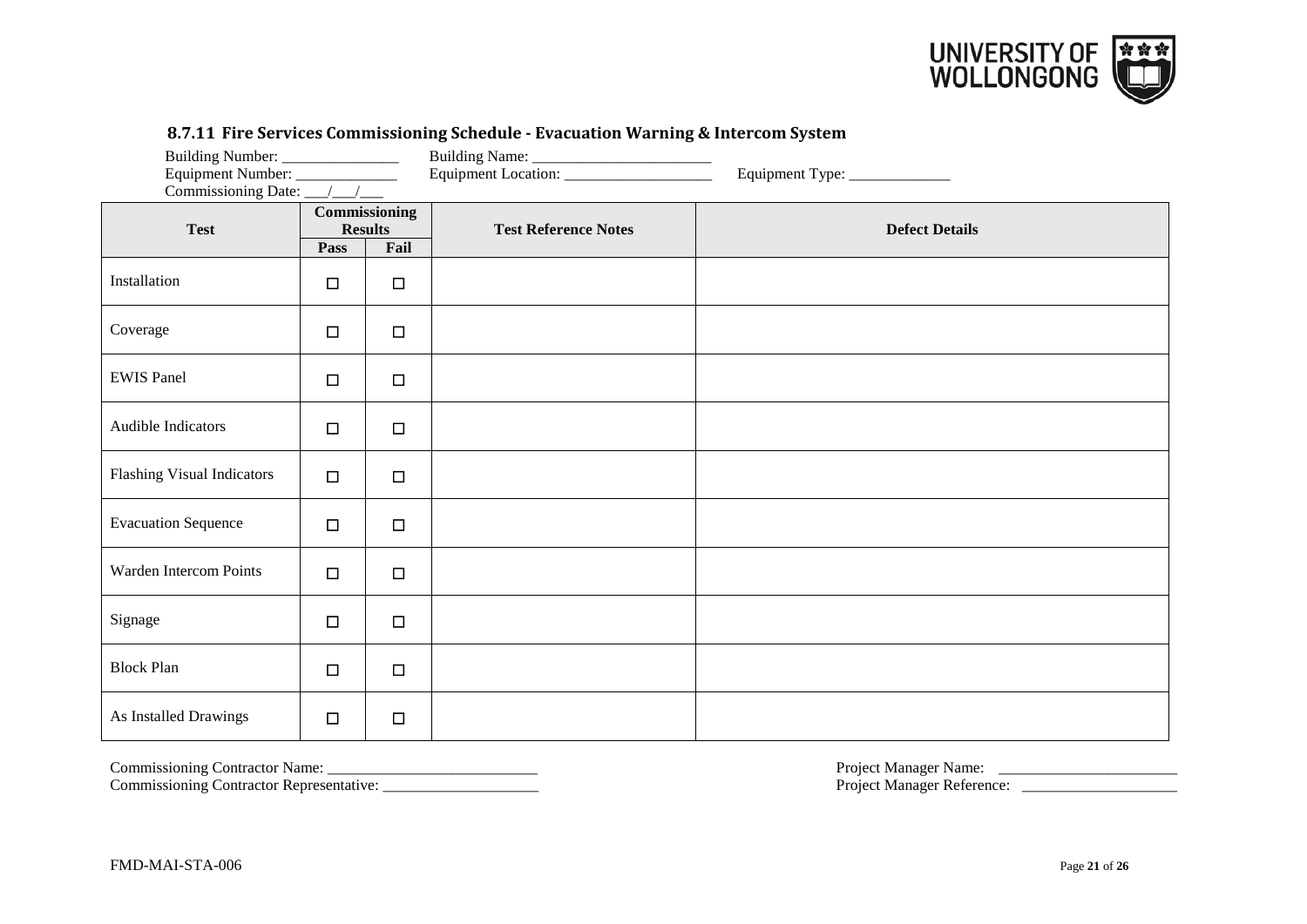### 8.7.11 Fire Services Commissioning Schedule - Evacuation Warning & Intercom System

Building Number: _______________ Building Name: ________________________
Equipment Number: _____________ Equipment Location: ___________________ Equipment Type: _____________
Commissioning Date: ___/___/___

| Test | Commissioning Results | | Test Reference Notes | Defect Details |
|---|---|---|---|---|
| | Pass | Fail | | |
| Installation | ☐ | ☐ | | |
| Coverage | ☐ | ☐ | | |
| EWIS Panel | ☐ | ☐ | | |
| Audible Indicators | ☐ | ☐ | | |
| Flashing Visual Indicators | ☐ | ☐ | | |
| Evacuation Sequence | ☐ | ☐ | | |
| Warden Intercom Points | ☐ | ☐ | | |
| Signage | ☐ | ☐ | | |
| Block Plan | ☐ | ☐ | | |
| As Installed Drawings | ☐ | ☐ | | |

Commissioning Contractor Name: ___________________________
Commissioning Contractor Representative: ____________________

Project Manager Name: _______________________
Project Manager Reference: ____________________

FMD-MAI-STA-006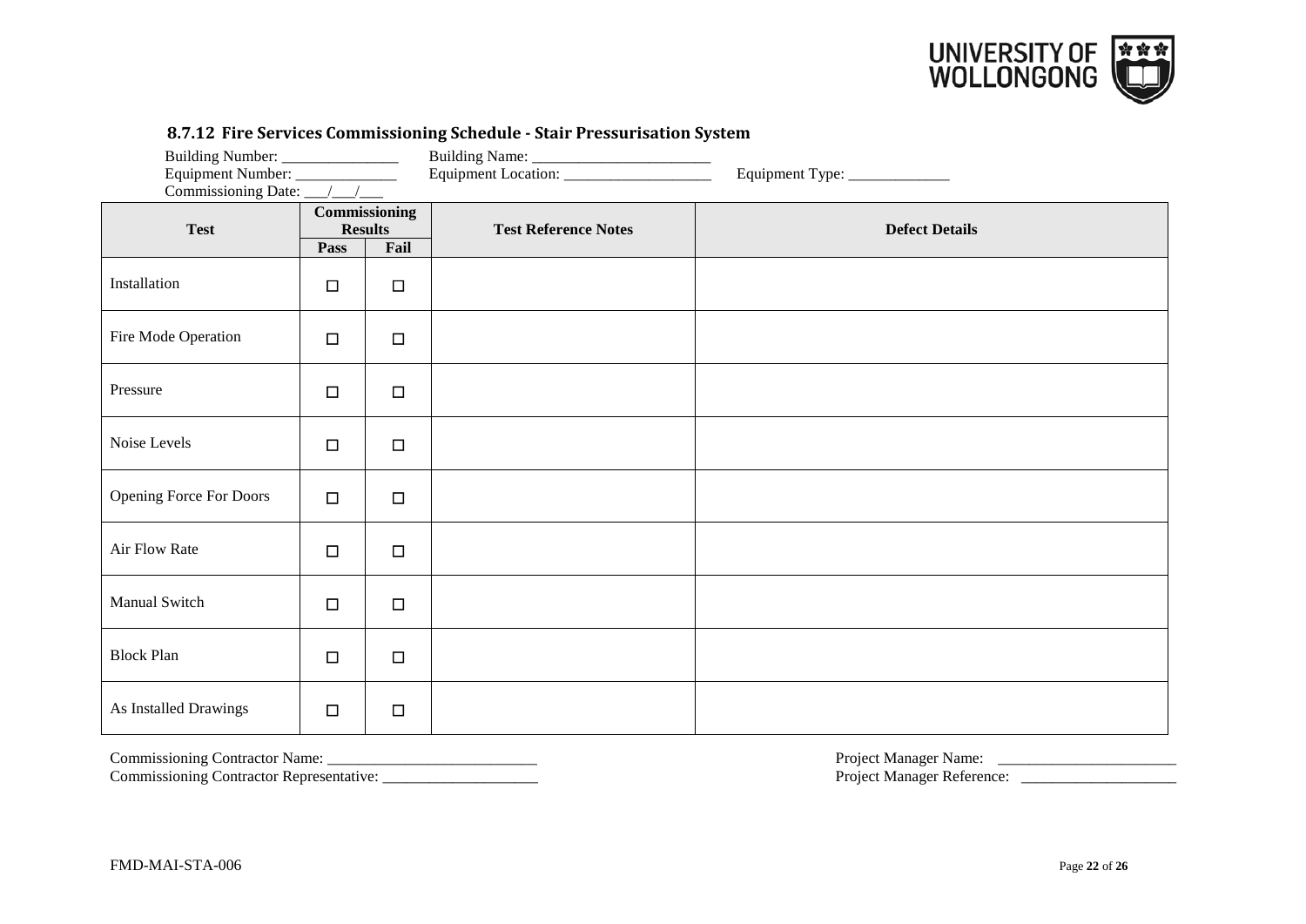### 8.7.12 Fire Services Commissioning Schedule - Stair Pressurisation System

Building Number: _______________ Building Name: ________________________
Equipment Number: _____________ Equipment Location: ___________________ Equipment Type: _____________
Commissioning Date: ___/___/___

| Test | Commissioning Results | | Test Reference Notes | Defect Details |
|---|---|---|---|---|
| | Pass | Fail | | |
| Installation | ☐ | ☐ | | |
| Fire Mode Operation | ☐ | ☐ | | |
| Pressure | ☐ | ☐ | | |
| Noise Levels | ☐ | ☐ | | |
| Opening Force For Doors | ☐ | ☐ | | |
| Air Flow Rate | ☐ | ☐ | | |
| Manual Switch | ☐ | ☐ | | |
| Block Plan | ☐ | ☐ | | |
| As Installed Drawings | ☐ | ☐ | | |

Commissioning Contractor Name: ____________________________
Commissioning Contractor Representative: ____________________

Project Manager Name: _______________________
Project Manager Reference: ____________________

FMD-MAI-STA-006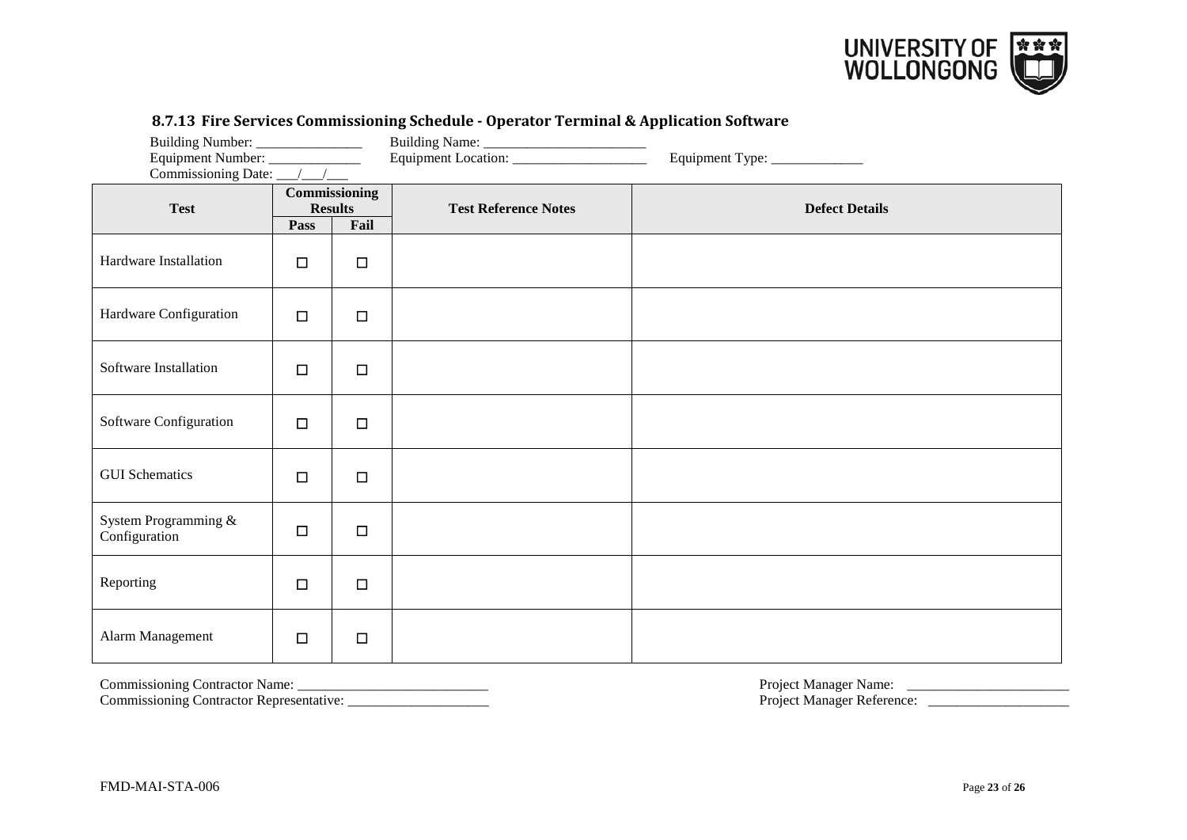### 8.7.13 Fire Services Commissioning Schedule - Operator Terminal & Application Software

Building Number: _______________ Building Name: ________________________
Equipment Number: _____________ Equipment Location: ___________________ Equipment Type: _____________
Commissioning Date: ___/___/___

| Test | Commissioning Results | | Test Reference Notes | Defect Details |
|---|---|---|---|---|
| | Pass | Fail | | |
| Hardware Installation | ☐ | ☐ | | |
| Hardware Configuration | ☐ | ☐ | | |
| Software Installation | ☐ | ☐ | | |
| Software Configuration | ☐ | ☐ | | |
| GUI Schematics | ☐ | ☐ | | |
| System Programming & Configuration | ☐ | ☐ | | |
| Reporting | ☐ | ☐ | | |
| Alarm Management | ☐ | ☐ | | |

Commissioning Contractor Name: ____________________________
Commissioning Contractor Representative: ____________________

Project Manager Name: _______________________
Project Manager Reference: ____________________